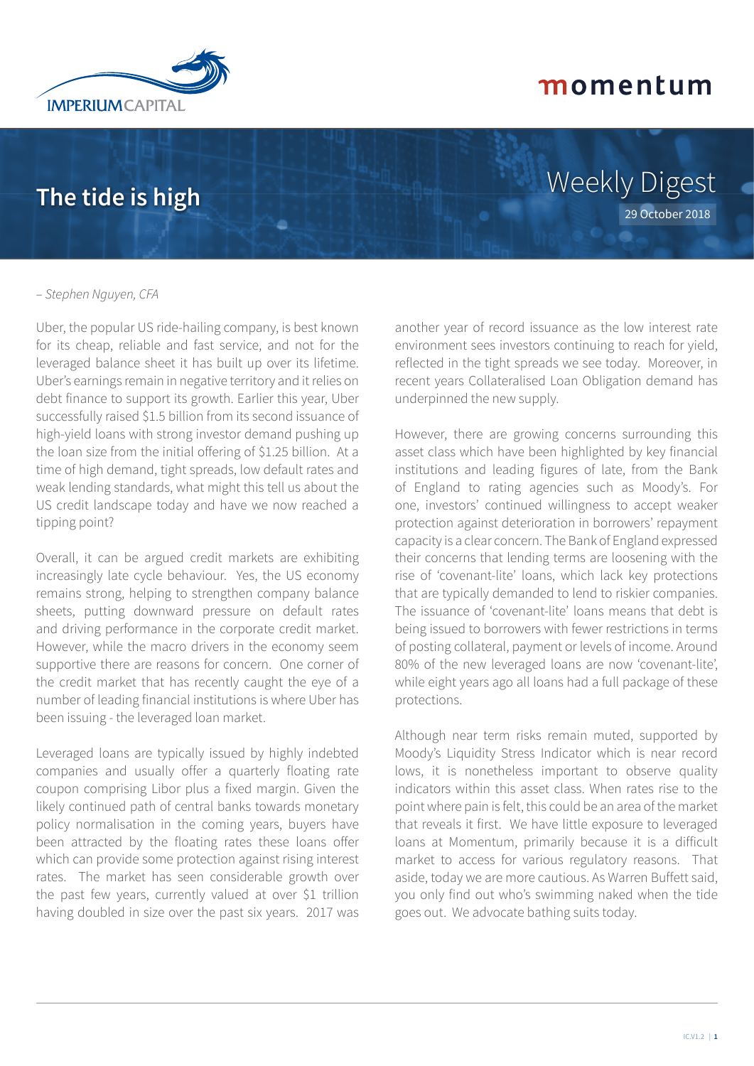# The tide is high

Weekly Digest

29 October 2018

*– Stephen Nguyen, CFA*

Uber, the popular US ride-hailing company, is best known for its cheap, reliable and fast service, and not for the leveraged balance sheet it has built up over its lifetime. Uber's earnings remain in negative territory and it relies on debt finance to support its growth. Earlier this year, Uber successfully raised $1.5 billion from its second issuance of high-yield loans with strong investor demand pushing up the loan size from the initial offering of $1.25 billion. At a time of high demand, tight spreads, low default rates and weak lending standards, what might this tell us about the US credit landscape today and have we now reached a tipping point?

Overall, it can be argued credit markets are exhibiting increasingly late cycle behaviour. Yes, the US economy remains strong, helping to strengthen company balance sheets, putting downward pressure on default rates and driving performance in the corporate credit market. However, while the macro drivers in the economy seem supportive there are reasons for concern. One corner of the credit market that has recently caught the eye of a number of leading financial institutions is where Uber has been issuing - the leveraged loan market.

Leveraged loans are typically issued by highly indebted companies and usually offer a quarterly floating rate coupon comprising Libor plus a fixed margin. Given the likely continued path of central banks towards monetary policy normalisation in the coming years, buyers have been attracted by the floating rates these loans offer which can provide some protection against rising interest rates. The market has seen considerable growth over the past few years, currently valued at over $1 trillion having doubled in size over the past six years. 2017 was another year of record issuance as the low interest rate environment sees investors continuing to reach for yield, reflected in the tight spreads we see today. Moreover, in recent years Collateralised Loan Obligation demand has underpinned the new supply.

However, there are growing concerns surrounding this asset class which have been highlighted by key financial institutions and leading figures of late, from the Bank of England to rating agencies such as Moody's. For one, investors' continued willingness to accept weaker protection against deterioration in borrowers' repayment capacity is a clear concern. The Bank of England expressed their concerns that lending terms are loosening with the rise of 'covenant-lite' loans, which lack key protections that are typically demanded to lend to riskier companies. The issuance of 'covenant-lite' loans means that debt is being issued to borrowers with fewer restrictions in terms of posting collateral, payment or levels of income. Around 80% of the new leveraged loans are now 'covenant-lite', while eight years ago all loans had a full package of these protections.

Although near term risks remain muted, supported by Moody's Liquidity Stress Indicator which is near record lows, it is nonetheless important to observe quality indicators within this asset class. When rates rise to the point where pain is felt, this could be an area of the market that reveals it first. We have little exposure to leveraged loans at Momentum, primarily because it is a difficult market to access for various regulatory reasons. That aside, today we are more cautious. As Warren Buffett said, you only find out who's swimming naked when the tide goes out. We advocate bathing suits today.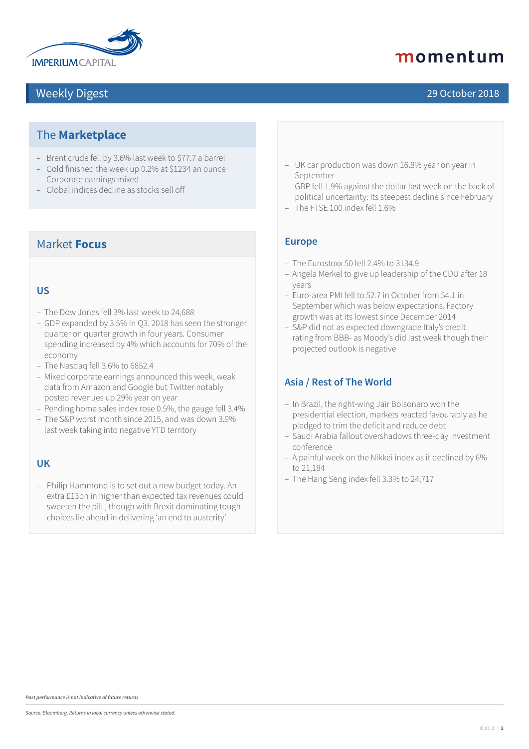# Weekly Digest

29 October 2018

## The **Marketplace**

- Brent crude fell by 3.6% last week to $77.7 a barrel
- Gold finished the week up 0.2% at $1234 an ounce
- Corporate earnings mixed
- Global indices decline as stocks sell off

## Market **Focus**

### US

- The Dow Jones fell 3% last week to 24,688
- GDP expanded by 3.5% in Q3. 2018 has seen the stronger quarter on quarter growth in four years. Consumer spending increased by 4% which accounts for 70% of the economy
- The Nasdaq fell 3.6% to 6852.4
- Mixed corporate earnings announced this week, weak data from Amazon and Google but Twitter notably posted revenues up 29% year on year
- Pending home sales index rose 0.5%, the gauge fell 3.4%
- The S&P worst month since 2015, and was down 3.9% last week taking into negative YTD territory

### UK

- Philip Hammond is to set out a new budget today. An extra £13bn in higher than expected tax revenues could sweeten the pill , though with Brexit dominating tough choices lie ahead in delivering 'an end to austerity'
- UK car production was down 16.8% year on year in September
- GBP fell 1.9% against the dollar last week on the back of political uncertainty: Its steepest decline since February
- The FTSE 100 index fell 1.6%

### Europe

- The Eurostoxx 50 fell 2.4% to 3134.9
- Angela Merkel to give up leadership of the CDU after 18 years
- Euro-area PMI fell to 52.7 in October from 54.1 in September which was below expectations. Factory growth was at its lowest since December 2014
- S&P did not as expected downgrade Italy's credit rating from BBB- as Moody's did last week though their projected outlook is negative

### Asia / Rest of The World

- In Brazil, the right-wing Jair Bolsonaro won the presidential election, markets reacted favourably as he pledged to trim the deficit and reduce debt
- Saudi Arabia fallout overshadows three-day investment conference
- A painful week on the Nikkei index as it declined by 6% to 21,184
- The Hang Seng index fell 3.3% to 24,717

*Past performance is not indicative of future returns.*

*Source: Bloomberg. Returns in local currency unless otherwise stated.*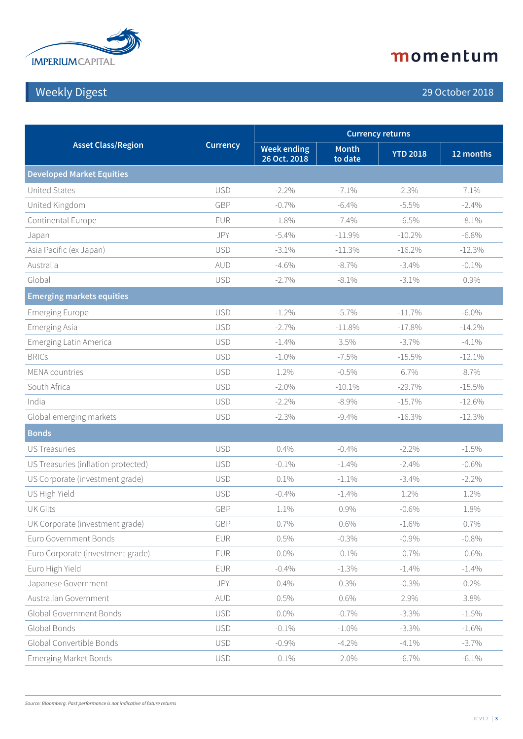IMPERIUMCAPITAL

momentum

## Weekly Digest

29 October 2018

| Asset Class/Region | Currency | Currency returns | | | |
|---|---|---|---|---|---|
| | | Week ending 26 Oct. 2018 | Month to date | YTD 2018 | 12 months |
| **Developed Market Equities** | | | | | |
| United States | USD | -2.2% | -7.1% | 2.3% | 7.1% |
| United Kingdom | GBP | -0.7% | -6.4% | -5.5% | -2.4% |
| Continental Europe | EUR | -1.8% | -7.4% | -6.5% | -8.1% |
| Japan | JPY | -5.4% | -11.9% | -10.2% | -6.8% |
| Asia Pacific (ex Japan) | USD | -3.1% | -11.3% | -16.2% | -12.3% |
| Australia | AUD | -4.6% | -8.7% | -3.4% | -0.1% |
| Global | USD | -2.7% | -8.1% | -3.1% | 0.9% |
| **Emerging markets equities** | | | | | |
| Emerging Europe | USD | -1.2% | -5.7% | -11.7% | -6.0% |
| Emerging Asia | USD | -2.7% | -11.8% | -17.8% | -14.2% |
| Emerging Latin America | USD | -1.4% | 3.5% | -3.7% | -4.1% |
| BRICs | USD | -1.0% | -7.5% | -15.5% | -12.1% |
| MENA countries | USD | 1.2% | -0.5% | 6.7% | 8.7% |
| South Africa | USD | -2.0% | -10.1% | -29.7% | -15.5% |
| India | USD | -2.2% | -8.9% | -15.7% | -12.6% |
| Global emerging markets | USD | -2.3% | -9.4% | -16.3% | -12.3% |
| **Bonds** | | | | | |
| US Treasuries | USD | 0.4% | -0.4% | -2.2% | -1.5% |
| US Treasuries (inflation protected) | USD | -0.1% | -1.4% | -2.4% | -0.6% |
| US Corporate (investment grade) | USD | 0.1% | -1.1% | -3.4% | -2.2% |
| US High Yield | USD | -0.4% | -1.4% | 1.2% | 1.2% |
| UK Gilts | GBP | 1.1% | 0.9% | -0.6% | 1.8% |
| UK Corporate (investment grade) | GBP | 0.7% | 0.6% | -1.6% | 0.7% |
| Euro Government Bonds | EUR | 0.5% | -0.3% | -0.9% | -0.8% |
| Euro Corporate (investment grade) | EUR | 0.0% | -0.1% | -0.7% | -0.6% |
| Euro High Yield | EUR | -0.4% | -1.3% | -1.4% | -1.4% |
| Japanese Government | JPY | 0.4% | 0.3% | -0.3% | 0.2% |
| Australian Government | AUD | 0.5% | 0.6% | 2.9% | 3.8% |
| Global Government Bonds | USD | 0.0% | -0.7% | -3.3% | -1.5% |
| Global Bonds | USD | -0.1% | -1.0% | -3.3% | -1.6% |
| Global Convertible Bonds | USD | -0.9% | -4.2% | -4.1% | -3.7% |
| Emerging Market Bonds | USD | -0.1% | -2.0% | -6.7% | -6.1% |

*Source: Bloomberg. Past performance is not indicative of future returns*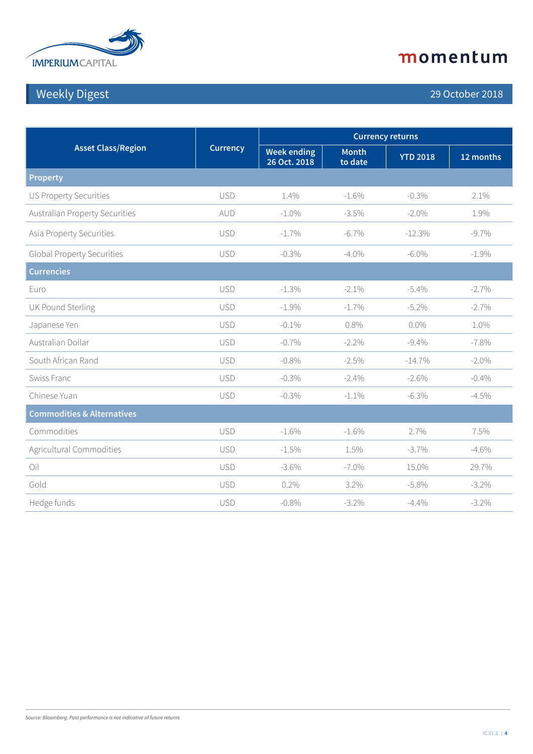## Weekly Digest

29 October 2018

| Asset Class/Region | Currency | Currency returns | | | |
|---|---|---|---|---|---|
| | | Week ending 26 Oct. 2018 | Month to date | YTD 2018 | 12 months |
| **Property** | | | | | |
| US Property Securities | USD | 1.4% | -1.6% | -0.3% | 2.1% |
| Australian Property Securities | AUD | -1.0% | -3.5% | -2.0% | 1.9% |
| Asia Property Securities | USD | -1.7% | -6.7% | -12.3% | -9.7% |
| Global Property Securities | USD | -0.3% | -4.0% | -6.0% | -1.9% |
| **Currencies** | | | | | |
| Euro | USD | -1.3% | -2.1% | -5.4% | -2.7% |
| UK Pound Sterling | USD | -1.9% | -1.7% | -5.2% | -2.7% |
| Japanese Yen | USD | -0.1% | 0.8% | 0.0% | 1.0% |
| Australian Dollar | USD | -0.7% | -2.2% | -9.4% | -7.8% |
| South African Rand | USD | -0.8% | -2.5% | -14.7% | -2.0% |
| Swiss Franc | USD | -0.3% | -2.4% | -2.6% | -0.4% |
| Chinese Yuan | USD | -0.3% | -1.1% | -6.3% | -4.5% |
| **Commodities & Alternatives** | | | | | |
| Commodities | USD | -1.6% | -1.6% | 2.7% | 7.5% |
| Agricultural Commodities | USD | -1.5% | 1.5% | -3.7% | -4.6% |
| Oil | USD | -3.6% | -7.0% | 15.0% | 29.7% |
| Gold | USD | 0.2% | 3.2% | -5.8% | -3.2% |
| Hedge funds | USD | -0.8% | -3.2% | -4.4% | -3.2% |

*Source: Bloomberg. Past performance is not indicative of future returns*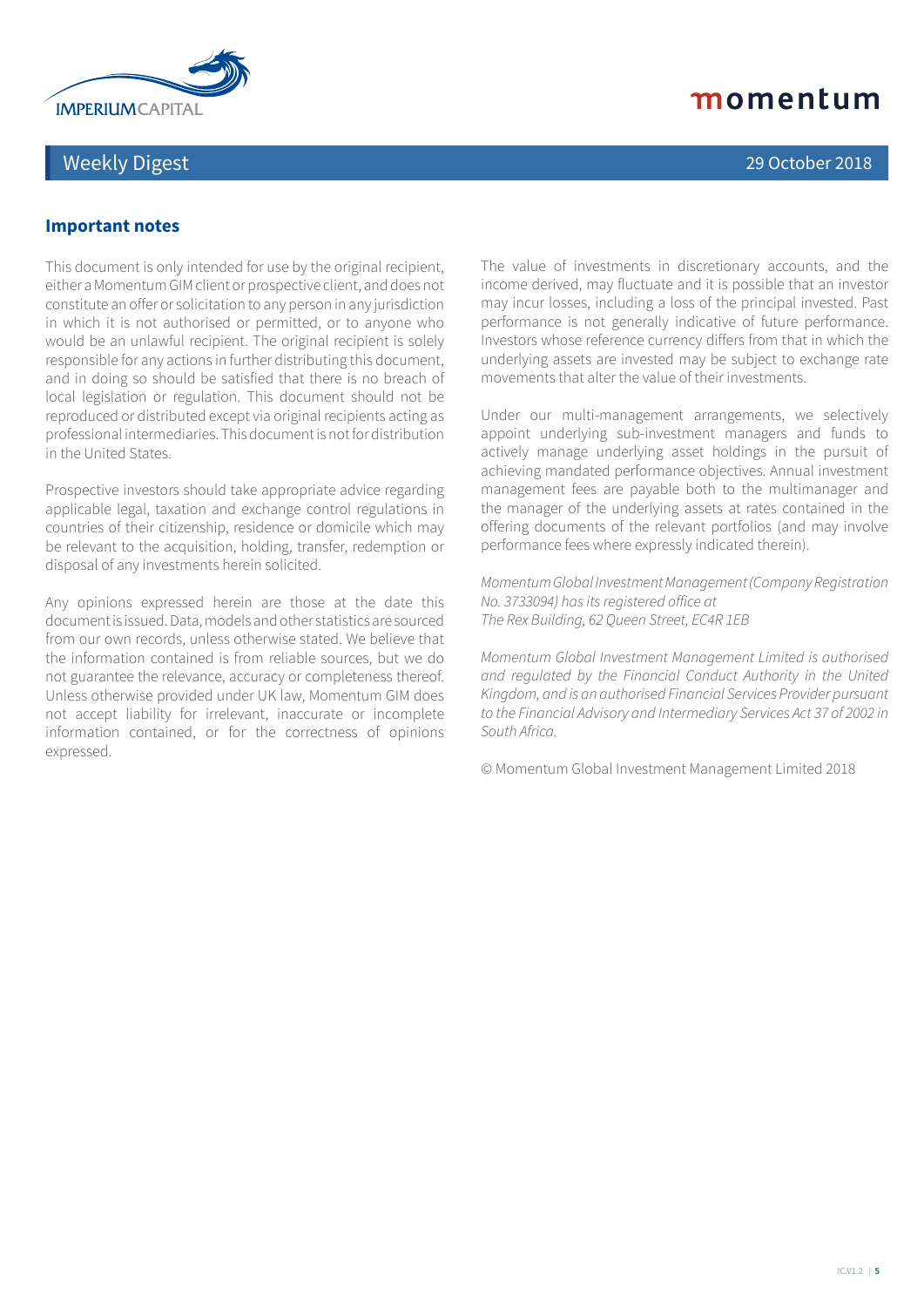## Important notes

This document is only intended for use by the original recipient, either a Momentum GIM client or prospective client, and does not constitute an offer or solicitation to any person in any jurisdiction in which it is not authorised or permitted, or to anyone who would be an unlawful recipient. The original recipient is solely responsible for any actions in further distributing this document, and in doing so should be satisfied that there is no breach of local legislation or regulation. This document should not be reproduced or distributed except via original recipients acting as professional intermediaries. This document is not for distribution in the United States.

Prospective investors should take appropriate advice regarding applicable legal, taxation and exchange control regulations in countries of their citizenship, residence or domicile which may be relevant to the acquisition, holding, transfer, redemption or disposal of any investments herein solicited.

Any opinions expressed herein are those at the date this document is issued. Data, models and other statistics are sourced from our own records, unless otherwise stated. We believe that the information contained is from reliable sources, but we do not guarantee the relevance, accuracy or completeness thereof. Unless otherwise provided under UK law, Momentum GIM does not accept liability for irrelevant, inaccurate or incomplete information contained, or for the correctness of opinions expressed.

The value of investments in discretionary accounts, and the income derived, may fluctuate and it is possible that an investor may incur losses, including a loss of the principal invested. Past performance is not generally indicative of future performance. Investors whose reference currency differs from that in which the underlying assets are invested may be subject to exchange rate movements that alter the value of their investments.

Under our multi-management arrangements, we selectively appoint underlying sub-investment managers and funds to actively manage underlying asset holdings in the pursuit of achieving mandated performance objectives. Annual investment management fees are payable both to the multimanager and the manager of the underlying assets at rates contained in the offering documents of the relevant portfolios (and may involve performance fees where expressly indicated therein).

*Momentum Global Investment Management (Company Registration No. 3733094) has its registered office at The Rex Building, 62 Queen Street, EC4R 1EB*

*Momentum Global Investment Management Limited is authorised and regulated by the Financial Conduct Authority in the United Kingdom, and is an authorised Financial Services Provider pursuant to the Financial Advisory and Intermediary Services Act 37 of 2002 in South Africa.*

© Momentum Global Investment Management Limited 2018